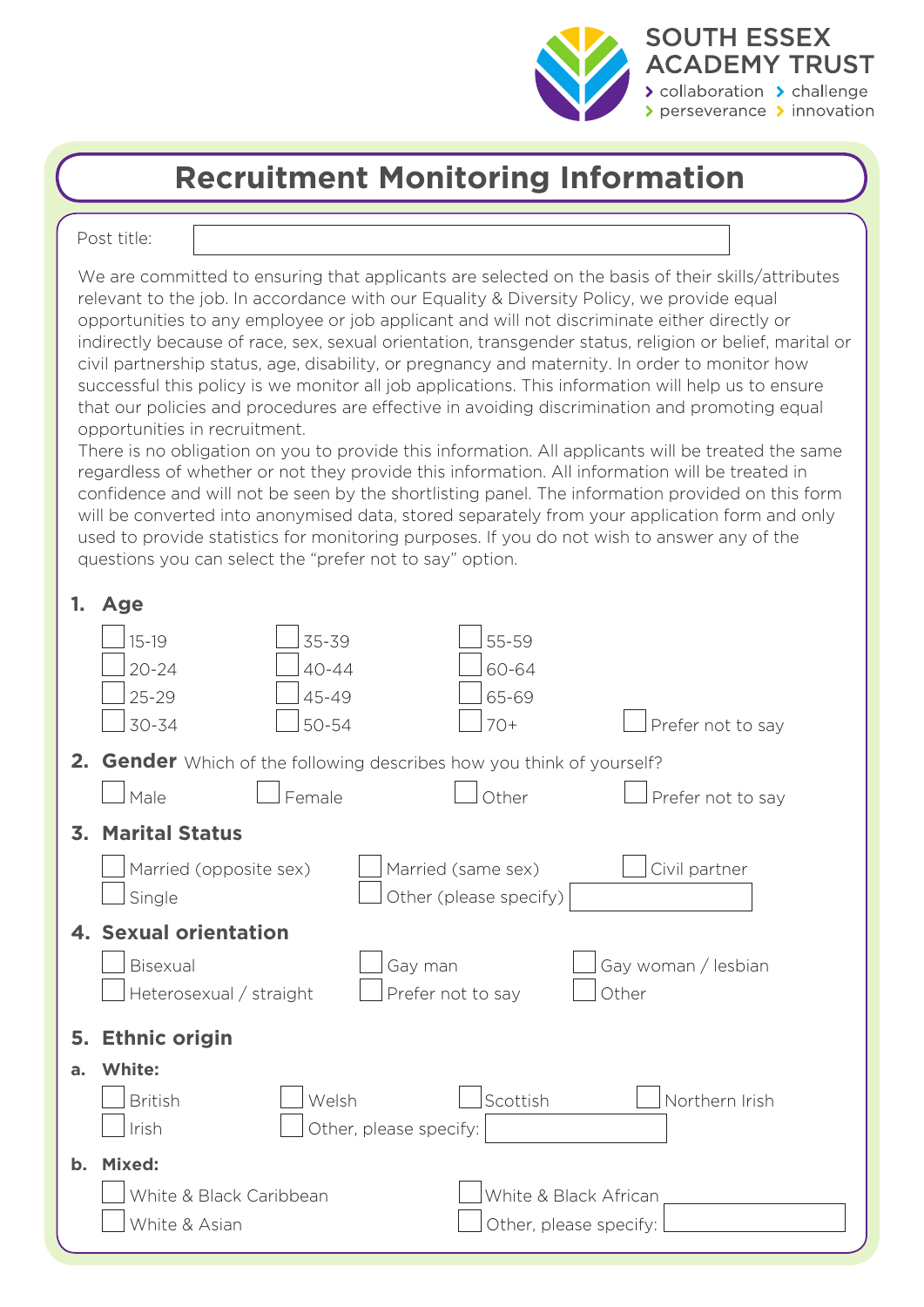SOUTH ESSEX ACADEMY TRUST

› collaboration › challenge
› perseverance › innovation

# Recruitment Monitoring Information

Post title: 

We are committed to ensuring that applicants are selected on the basis of their skills/attributes relevant to the job. In accordance with our Equality & Diversity Policy, we provide equal opportunities to any employee or job applicant and will not discriminate either directly or indirectly because of race, sex, sexual orientation, transgender status, religion or belief, marital or civil partnership status, age, disability, or pregnancy and maternity. In order to monitor how successful this policy is we monitor all job applications. This information will help us to ensure that our policies and procedures are effective in avoiding discrimination and promoting equal opportunities in recruitment.

There is no obligation on you to provide this information. All applicants will be treated the same regardless of whether or not they provide this information. All information will be treated in confidence and will not be seen by the shortlisting panel. The information provided on this form will be converted into anonymised data, stored separately from your application form and only used to provide statistics for monitoring purposes. If you do not wish to answer any of the questions you can select the "prefer not to say" option.

## 1. Age

- ☐ 15-19
- ☐ 20-24
- ☐ 25-29
- ☐ 30-34
- ☐ 35-39
- ☐ 40-44
- ☐ 45-49
- ☐ 50-54
- ☐ 55-59
- ☐ 60-64
- ☐ 65-69
- ☐ 70+
- ☐ Prefer not to say

## 2. Gender Which of the following describes how you think of yourself?

- ☐ Male
- ☐ Female
- ☐ Other
- ☐ Prefer not to say

## 3. Marital Status

- ☐ Married (opposite sex)
- ☐ Married (same sex)
- ☐ Civil partner
- ☐ Single
- ☐ Other (please specify): 

## 4. Sexual orientation

- ☐ Bisexual
- ☐ Gay man
- ☐ Gay woman / lesbian
- ☐ Heterosexual / straight
- ☐ Prefer not to say
- ☐ Other

## 5. Ethnic origin

**a. White:**

- ☐ British
- ☐ Welsh
- ☐ Scottish
- ☐ Northern Irish
- ☐ Irish
- ☐ Other, please specify: 

**b. Mixed:**

- ☐ White & Black Caribbean
- ☐ White & Black African
- ☐ White & Asian
- ☐ Other, please specify: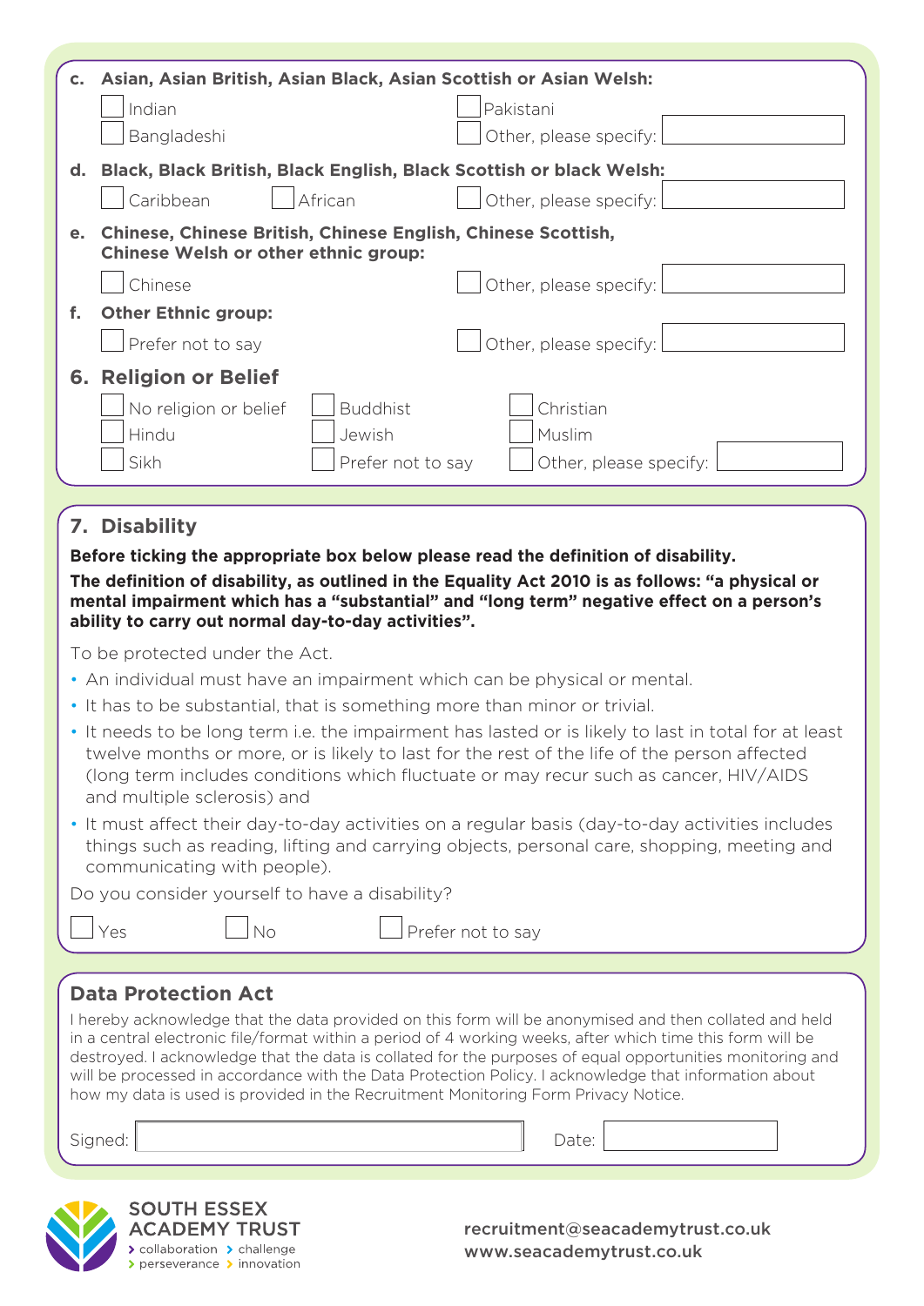**c. Asian, Asian British, Asian Black, Asian Scottish or Asian Welsh:**

☐ Indian ☐ Pakistani
☐ Bangladeshi ☐ Other, please specify: ______

**d. Black, Black British, Black English, Black Scottish or black Welsh:**

☐ Caribbean ☐ African ☐ Other, please specify: ______

**e. Chinese, Chinese British, Chinese English, Chinese Scottish, Chinese Welsh or other ethnic group:**

☐ Chinese ☐ Other, please specify: ______

**f. Other Ethnic group:**

☐ Prefer not to say ☐ Other, please specify: ______

## 6. Religion or Belief

☐ No religion or belief ☐ Buddhist ☐ Christian
☐ Hindu ☐ Jewish ☐ Muslim
☐ Sikh ☐ Prefer not to say ☐ Other, please specify: ______

## 7. Disability

**Before ticking the appropriate box below please read the definition of disability.**

**The definition of disability, as outlined in the Equality Act 2010 is as follows: "a physical or mental impairment which has a "substantial" and "long term" negative effect on a person's ability to carry out normal day-to-day activities".**

To be protected under the Act.

- An individual must have an impairment which can be physical or mental.
- It has to be substantial, that is something more than minor or trivial.
- It needs to be long term i.e. the impairment has lasted or is likely to last in total for at least twelve months or more, or is likely to last for the rest of the life of the person affected (long term includes conditions which fluctuate or may recur such as cancer, HIV/AIDS and multiple sclerosis) and
- It must affect their day-to-day activities on a regular basis (day-to-day activities includes things such as reading, lifting and carrying objects, personal care, shopping, meeting and communicating with people).

Do you consider yourself to have a disability?

☐ Yes ☐ No ☐ Prefer not to say

## Data Protection Act

I hereby acknowledge that the data provided on this form will be anonymised and then collated and held in a central electronic file/format within a period of 4 working weeks, after which time this form will be destroyed. I acknowledge that the data is collated for the purposes of equal opportunities monitoring and will be processed in accordance with the Data Protection Policy. I acknowledge that information about how my data is used is provided in the Recruitment Monitoring Form Privacy Notice.

Signed: ______ Date: ______

SOUTH ESSEX ACADEMY TRUST
› collaboration › challenge › perseverance › innovation

recruitment@seacademytrust.co.uk
www.seacademytrust.co.uk